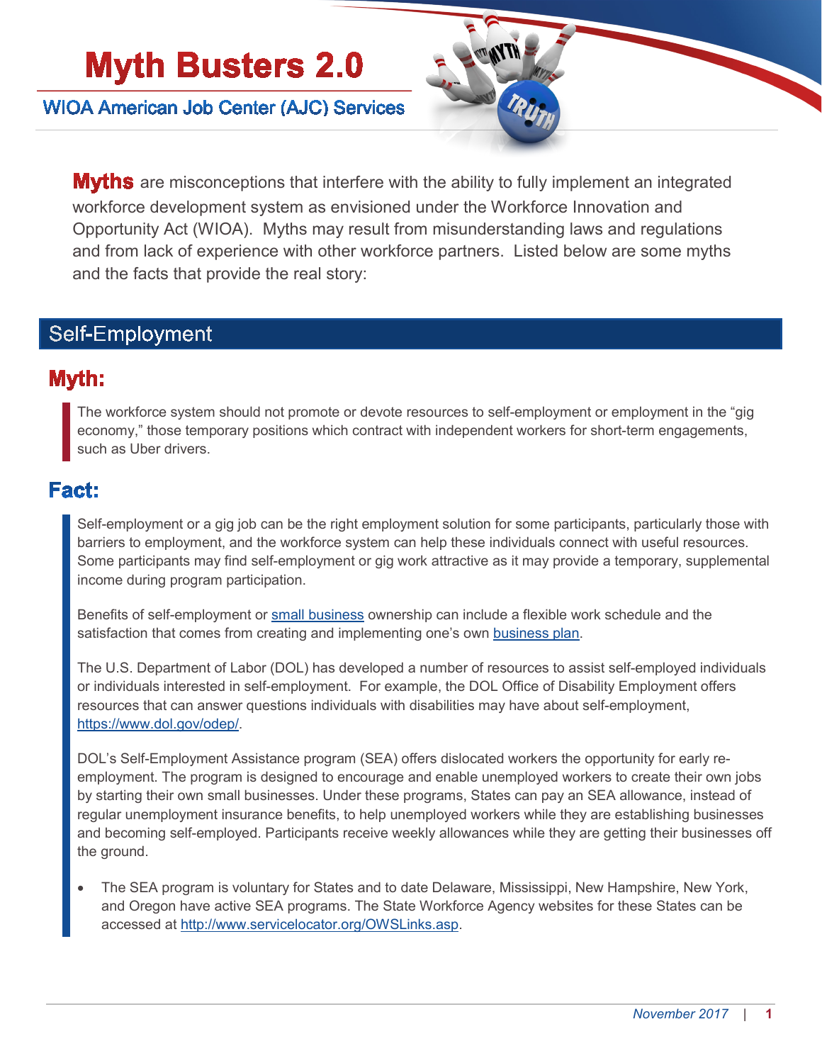# Myth Busters 2.0

## WIOA American Job Center (AJC) Services

**Myths** are misconceptions that interfere with the ability to fully implement an integrated workforce development system as envisioned under the Workforce Innovation and Opportunity Act (WIOA). Myths may result from misunderstanding laws and regulations and from lack of experience with other workforce partners. Listed below are some myths and the facts that provide the real story:

## Self-Employment

### Myth:

The workforce system should not promote or devote resources to self-employment or employment in the "gig economy," those temporary positions which contract with independent workers for short-term engagements, such as Uber drivers.

### Fact:

Self-employment or a gig job can be the right employment solution for some participants, particularly those with barriers to employment, and the workforce system can help these individuals connect with useful resources. Some participants may find self-employment or gig work attractive as it may provide a temporary, supplemental income during program participation.

Benefits of self-employment or small business ownership can include a flexible work schedule and the satisfaction that comes from creating and implementing one's own business plan.

The U.S. Department of Labor (DOL) has developed a number of resources to assist self-employed individuals or individuals interested in self-employment. For example, the DOL Office of Disability Employment offers resources that can answer questions individuals with disabilities may have about self-employment, https://www.dol.gov/odep/.

DOL's Self-Employment Assistance program (SEA) offers dislocated workers the opportunity for early re-employment. The program is designed to encourage and enable unemployed workers to create their own jobs by starting their own small businesses. Under these programs, States can pay an SEA allowance, instead of regular unemployment insurance benefits, to help unemployed workers while they are establishing businesses and becoming self-employed. Participants receive weekly allowances while they are getting their businesses off the ground.

- The SEA program is voluntary for States and to date Delaware, Mississippi, New Hampshire, New York, and Oregon have active SEA programs. The State Workforce Agency websites for these States can be accessed at http://www.servicelocator.org/OWSLinks.asp.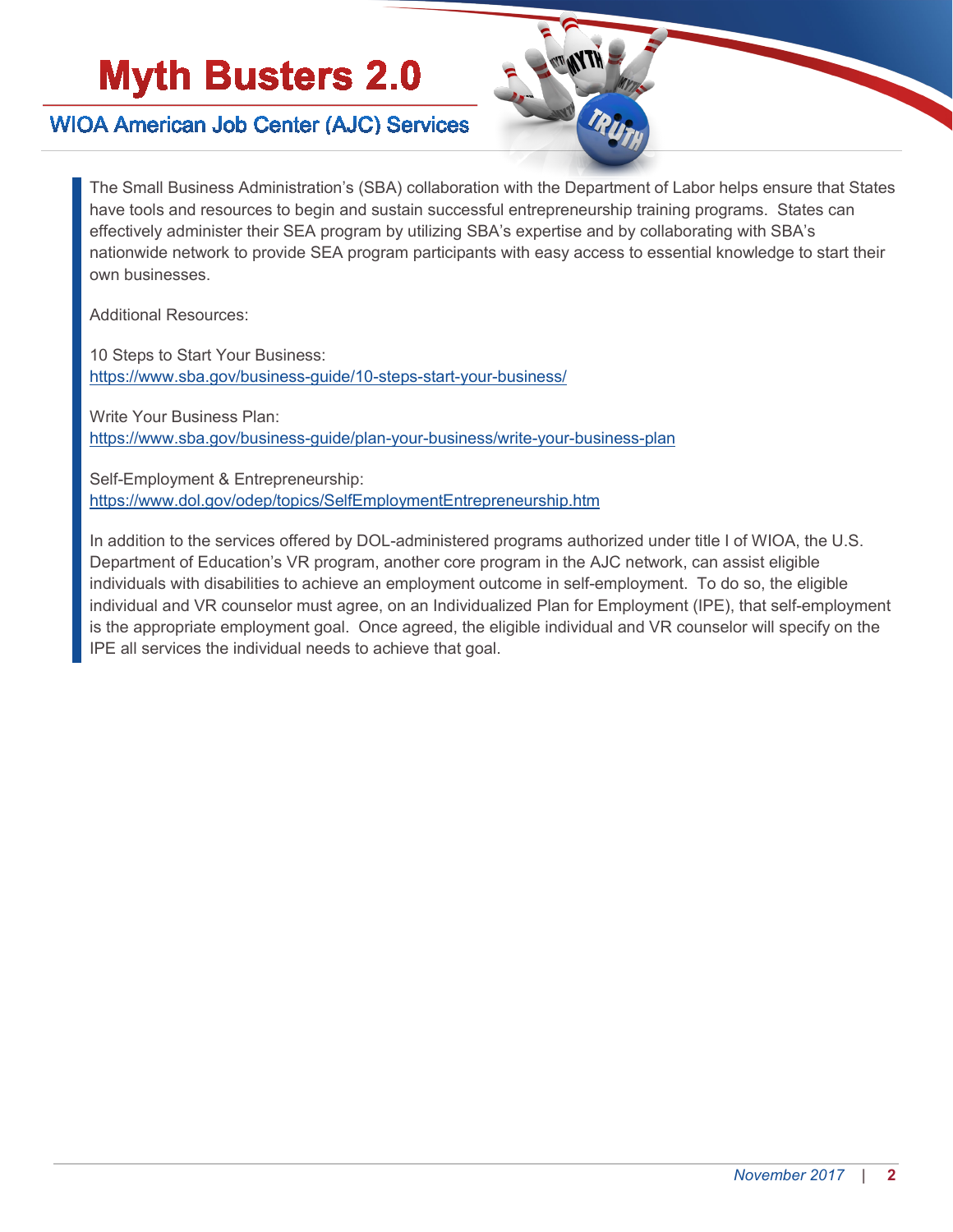The Small Business Administration's (SBA) collaboration with the Department of Labor helps ensure that States have tools and resources to begin and sustain successful entrepreneurship training programs. States can effectively administer their SEA program by utilizing SBA's expertise and by collaborating with SBA's nationwide network to provide SEA program participants with easy access to essential knowledge to start their own businesses.

Additional Resources:

10 Steps to Start Your Business:
https://www.sba.gov/business-guide/10-steps-start-your-business/

Write Your Business Plan:
https://www.sba.gov/business-guide/plan-your-business/write-your-business-plan

Self-Employment & Entrepreneurship:
https://www.dol.gov/odep/topics/SelfEmploymentEntrepreneurship.htm

In addition to the services offered by DOL-administered programs authorized under title I of WIOA, the U.S. Department of Education's VR program, another core program in the AJC network, can assist eligible individuals with disabilities to achieve an employment outcome in self-employment. To do so, the eligible individual and VR counselor must agree, on an Individualized Plan for Employment (IPE), that self-employment is the appropriate employment goal. Once agreed, the eligible individual and VR counselor will specify on the IPE all services the individual needs to achieve that goal.